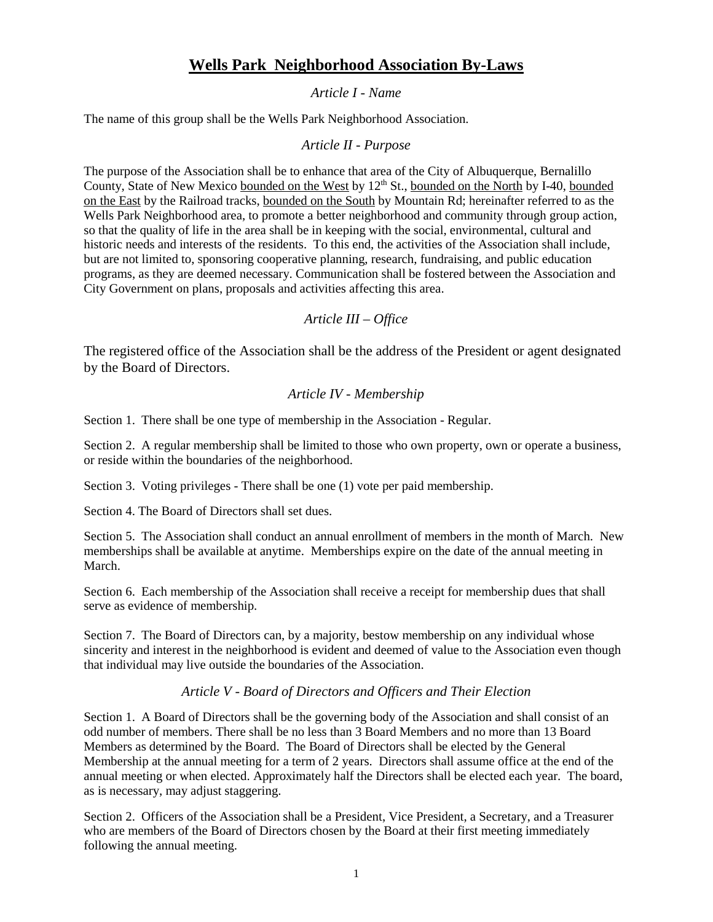# Wells Park Neighborhood Association By-Laws

## *Article I - Name*

The name of this group shall be the Wells Park Neighborhood Association.

## *Article II - Purpose*

The purpose of the Association shall be to enhance that area of the City of Albuquerque, Bernalillo County, State of New Mexico <u>bounded on the West</u> by 12th St., <u>bounded on the North</u> by I-40, <u>bounded on the East</u> by the Railroad tracks, <u>bounded on the South</u> by Mountain Rd; hereinafter referred to as the Wells Park Neighborhood area, to promote a better neighborhood and community through group action, so that the quality of life in the area shall be in keeping with the social, environmental, cultural and historic needs and interests of the residents. To this end, the activities of the Association shall include, but are not limited to, sponsoring cooperative planning, research, fundraising, and public education programs, as they are deemed necessary. Communication shall be fostered between the Association and City Government on plans, proposals and activities affecting this area.

## *Article III – Office*

The registered office of the Association shall be the address of the President or agent designated by the Board of Directors.

## *Article IV - Membership*

Section 1. There shall be one type of membership in the Association - Regular.

Section 2. A regular membership shall be limited to those who own property, own or operate a business, or reside within the boundaries of the neighborhood.

Section 3. Voting privileges - There shall be one (1) vote per paid membership.

Section 4. The Board of Directors shall set dues.

Section 5. The Association shall conduct an annual enrollment of members in the month of March. New memberships shall be available at anytime. Memberships expire on the date of the annual meeting in March.

Section 6. Each membership of the Association shall receive a receipt for membership dues that shall serve as evidence of membership.

Section 7. The Board of Directors can, by a majority, bestow membership on any individual whose sincerity and interest in the neighborhood is evident and deemed of value to the Association even though that individual may live outside the boundaries of the Association.

## *Article V - Board of Directors and Officers and Their Election*

Section 1. A Board of Directors shall be the governing body of the Association and shall consist of an odd number of members. There shall be no less than 3 Board Members and no more than 13 Board Members as determined by the Board. The Board of Directors shall be elected by the General Membership at the annual meeting for a term of 2 years. Directors shall assume office at the end of the annual meeting or when elected. Approximately half the Directors shall be elected each year. The board, as is necessary, may adjust staggering.

Section 2. Officers of the Association shall be a President, Vice President, a Secretary, and a Treasurer who are members of the Board of Directors chosen by the Board at their first meeting immediately following the annual meeting.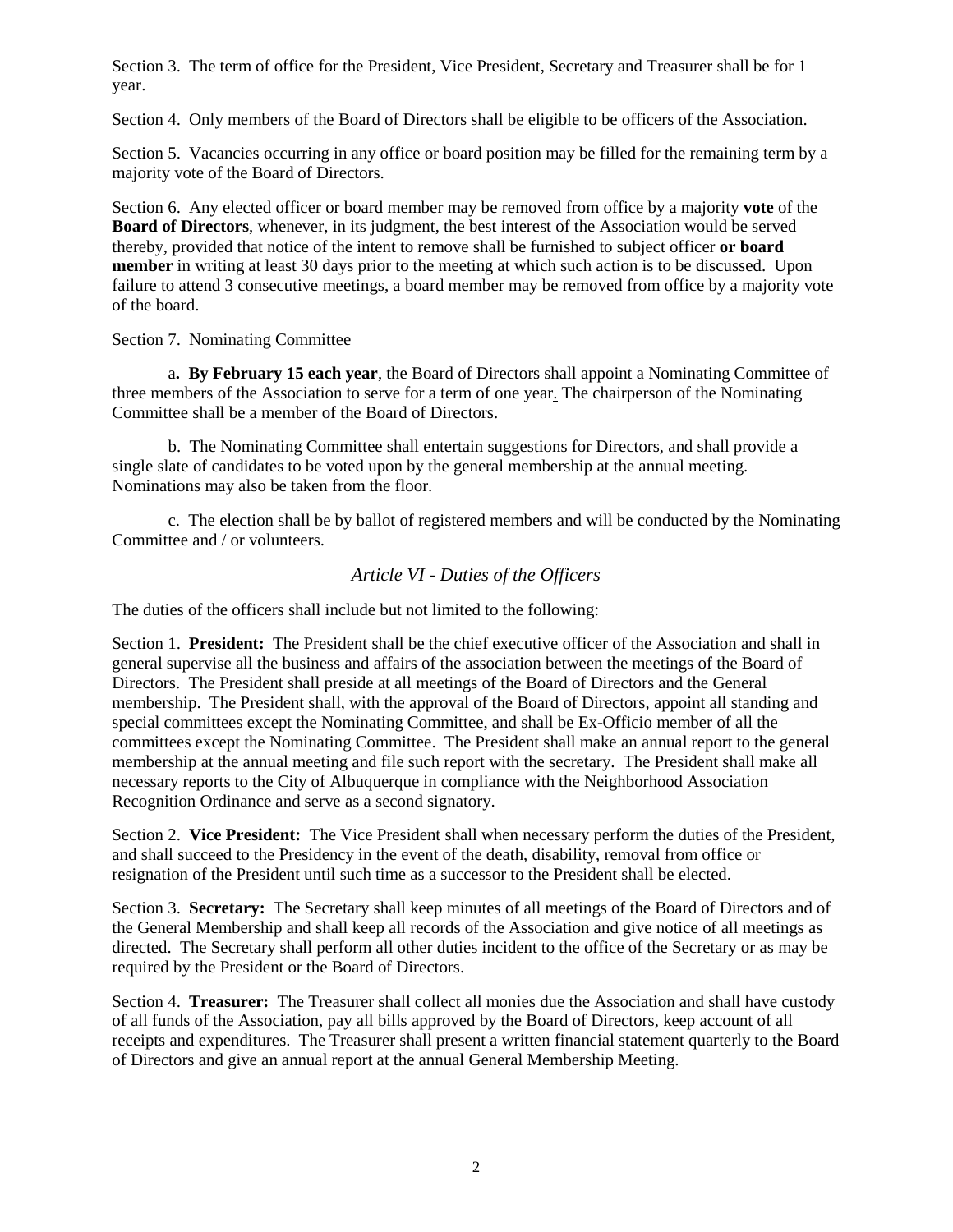Section 3. The term of office for the President, Vice President, Secretary and Treasurer shall be for 1 year.

Section 4. Only members of the Board of Directors shall be eligible to be officers of the Association.

Section 5. Vacancies occurring in any office or board position may be filled for the remaining term by a majority vote of the Board of Directors.

Section 6. Any elected officer or board member may be removed from office by a majority **vote** of the **Board of Directors**, whenever, in its judgment, the best interest of the Association would be served thereby, provided that notice of the intent to remove shall be furnished to subject officer **or board member** in writing at least 30 days prior to the meeting at which such action is to be discussed. Upon failure to attend 3 consecutive meetings, a board member may be removed from office by a majority vote of the board.

Section 7. Nominating Committee

a**. By February 15 each year**, the Board of Directors shall appoint a Nominating Committee of three members of the Association to serve for a term of one year. The chairperson of the Nominating Committee shall be a member of the Board of Directors.

b. The Nominating Committee shall entertain suggestions for Directors, and shall provide a single slate of candidates to be voted upon by the general membership at the annual meeting. Nominations may also be taken from the floor.

c. The election shall be by ballot of registered members and will be conducted by the Nominating Committee and / or volunteers.

## *Article VI - Duties of the Officers*

The duties of the officers shall include but not limited to the following:

Section 1. **President:** The President shall be the chief executive officer of the Association and shall in general supervise all the business and affairs of the association between the meetings of the Board of Directors. The President shall preside at all meetings of the Board of Directors and the General membership. The President shall, with the approval of the Board of Directors, appoint all standing and special committees except the Nominating Committee, and shall be Ex-Officio member of all the committees except the Nominating Committee. The President shall make an annual report to the general membership at the annual meeting and file such report with the secretary. The President shall make all necessary reports to the City of Albuquerque in compliance with the Neighborhood Association Recognition Ordinance and serve as a second signatory.

Section 2. **Vice President:** The Vice President shall when necessary perform the duties of the President, and shall succeed to the Presidency in the event of the death, disability, removal from office or resignation of the President until such time as a successor to the President shall be elected.

Section 3. **Secretary:** The Secretary shall keep minutes of all meetings of the Board of Directors and of the General Membership and shall keep all records of the Association and give notice of all meetings as directed. The Secretary shall perform all other duties incident to the office of the Secretary or as may be required by the President or the Board of Directors.

Section 4. **Treasurer:** The Treasurer shall collect all monies due the Association and shall have custody of all funds of the Association, pay all bills approved by the Board of Directors, keep account of all receipts and expenditures. The Treasurer shall present a written financial statement quarterly to the Board of Directors and give an annual report at the annual General Membership Meeting.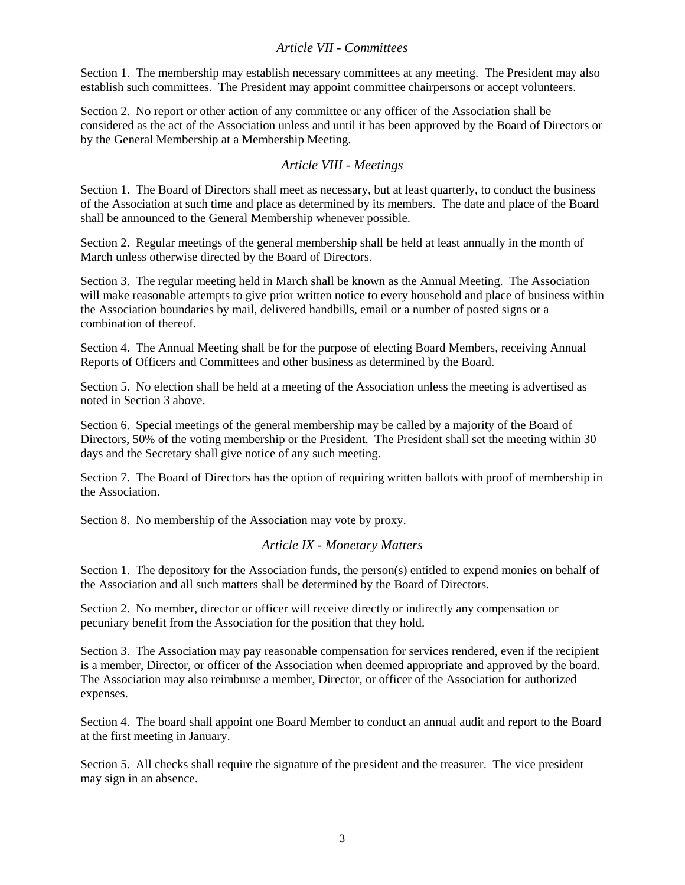## *Article VII - Committees*

Section 1. The membership may establish necessary committees at any meeting. The President may also establish such committees. The President may appoint committee chairpersons or accept volunteers.

Section 2. No report or other action of any committee or any officer of the Association shall be considered as the act of the Association unless and until it has been approved by the Board of Directors or by the General Membership at a Membership Meeting.

## *Article VIII - Meetings*

Section 1. The Board of Directors shall meet as necessary, but at least quarterly, to conduct the business of the Association at such time and place as determined by its members. The date and place of the Board shall be announced to the General Membership whenever possible.

Section 2. Regular meetings of the general membership shall be held at least annually in the month of March unless otherwise directed by the Board of Directors.

Section 3. The regular meeting held in March shall be known as the Annual Meeting. The Association will make reasonable attempts to give prior written notice to every household and place of business within the Association boundaries by mail, delivered handbills, email or a number of posted signs or a combination of thereof.

Section 4. The Annual Meeting shall be for the purpose of electing Board Members, receiving Annual Reports of Officers and Committees and other business as determined by the Board.

Section 5. No election shall be held at a meeting of the Association unless the meeting is advertised as noted in Section 3 above.

Section 6. Special meetings of the general membership may be called by a majority of the Board of Directors, 50% of the voting membership or the President. The President shall set the meeting within 30 days and the Secretary shall give notice of any such meeting.

Section 7. The Board of Directors has the option of requiring written ballots with proof of membership in the Association.

Section 8. No membership of the Association may vote by proxy.

## *Article IX - Monetary Matters*

Section 1. The depository for the Association funds, the person(s) entitled to expend monies on behalf of the Association and all such matters shall be determined by the Board of Directors.

Section 2. No member, director or officer will receive directly or indirectly any compensation or pecuniary benefit from the Association for the position that they hold.

Section 3. The Association may pay reasonable compensation for services rendered, even if the recipient is a member, Director, or officer of the Association when deemed appropriate and approved by the board. The Association may also reimburse a member, Director, or officer of the Association for authorized expenses.

Section 4. The board shall appoint one Board Member to conduct an annual audit and report to the Board at the first meeting in January.

Section 5. All checks shall require the signature of the president and the treasurer. The vice president may sign in an absence.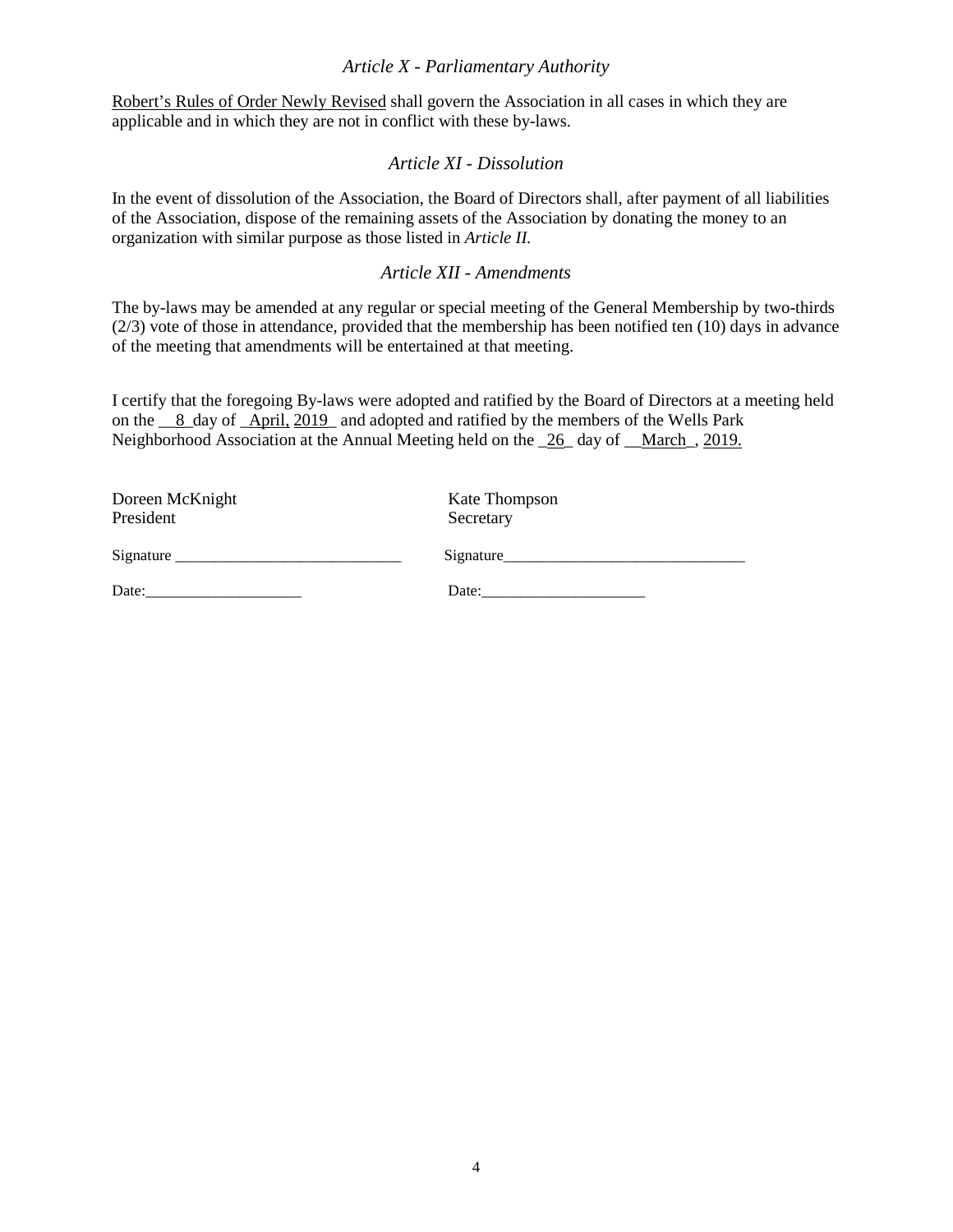### *Article X - Parliamentary Authority*

Robert's Rules of Order Newly Revised shall govern the Association in all cases in which they are applicable and in which they are not in conflict with these by-laws.

### *Article XI - Dissolution*

In the event of dissolution of the Association, the Board of Directors shall, after payment of all liabilities of the Association, dispose of the remaining assets of the Association by donating the money to an organization with similar purpose as those listed in *Article II.*

### *Article XII - Amendments*

The by-laws may be amended at any regular or special meeting of the General Membership by two-thirds (2/3) vote of those in attendance, provided that the membership has been notified ten (10) days in advance of the meeting that amendments will be entertained at that meeting.

I certify that the foregoing By-laws were adopted and ratified by the Board of Directors at a meeting held on the __8_day of _April, 2019_ and adopted and ratified by the members of the Wells Park Neighborhood Association at the Annual Meeting held on the _26_ day of __March_, 2019.

| | |
|---|---|
| Doreen McKnight<br>President | Kate Thompson<br>Secretary |
| Signature ______________________________ | Signature________________________________ |
| Date:____________________ | Date:_____________________ |